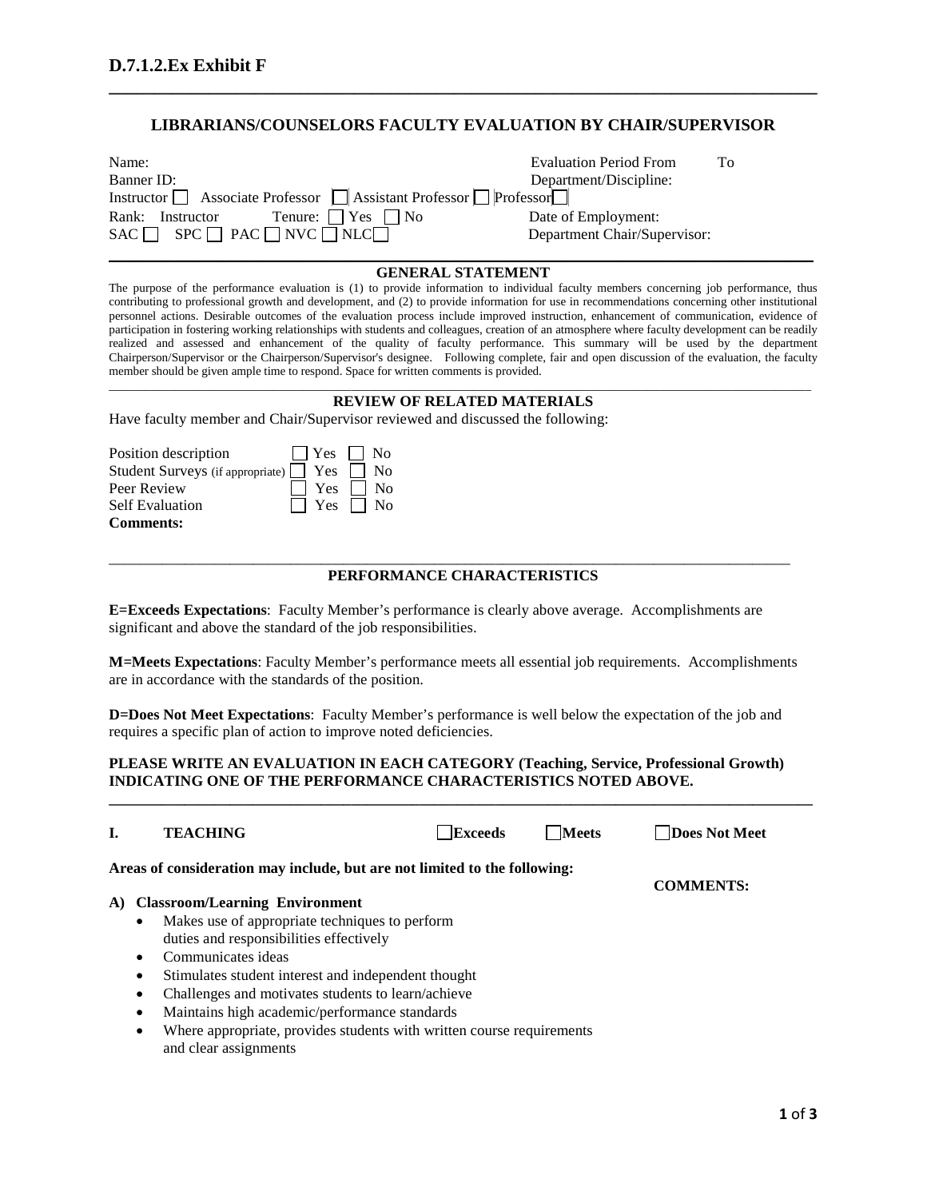# D.7.1.2.Ex Exhibit F

## LIBRARIANS/COUNSELORS FACULTY EVALUATION BY CHAIR/SUPERVISOR

Name: Evaluation Period From To
Banner ID: Department/Discipline:
Instructor ☐ Associate Professor ☐ Assistant Professor ☐ Professor ☐
Rank: Instructor Tenure: ☐ Yes ☐ No Date of Employment:
SAC ☐ SPC ☐ PAC ☐ NVC ☐ NLC ☐ Department Chair/Supervisor:

### GENERAL STATEMENT

The purpose of the performance evaluation is (1) to provide information to individual faculty members concerning job performance, thus contributing to professional growth and development, and (2) to provide information for use in recommendations concerning other institutional personnel actions. Desirable outcomes of the evaluation process include improved instruction, enhancement of communication, evidence of participation in fostering working relationships with students and colleagues, creation of an atmosphere where faculty development can be readily realized and assessed and enhancement of the quality of faculty performance. This summary will be used by the department Chairperson/Supervisor or the Chairperson/Supervisor's designee. Following complete, fair and open discussion of the evaluation, the faculty member should be given ample time to respond. Space for written comments is provided.

### REVIEW OF RELATED MATERIALS

Have faculty member and Chair/Supervisor reviewed and discussed the following:

Position description ☐ Yes ☐ No
Student Surveys (if appropriate) ☐ Yes ☐ No
Peer Review ☐ Yes ☐ No
Self Evaluation ☐ Yes ☐ No
**Comments:**

### PERFORMANCE CHARACTERISTICS

**E=Exceeds Expectations**: Faculty Member's performance is clearly above average. Accomplishments are significant and above the standard of the job responsibilities.

**M=Meets Expectations**: Faculty Member's performance meets all essential job requirements. Accomplishments are in accordance with the standards of the position.

**D=Does Not Meet Expectations**: Faculty Member's performance is well below the expectation of the job and requires a specific plan of action to improve noted deficiencies.

**PLEASE WRITE AN EVALUATION IN EACH CATEGORY (Teaching, Service, Professional Growth) INDICATING ONE OF THE PERFORMANCE CHARACTERISTICS NOTED ABOVE.**

**I. TEACHING** ☐ **Exceeds** ☐ **Meets** ☐ **Does Not Meet**

**Areas of consideration may include, but are not limited to the following:**

**COMMENTS:**

**A) Classroom/Learning Environment**

- Makes use of appropriate techniques to perform duties and responsibilities effectively
- Communicates ideas
- Stimulates student interest and independent thought
- Challenges and motivates students to learn/achieve
- Maintains high academic/performance standards
- Where appropriate, provides students with written course requirements and clear assignments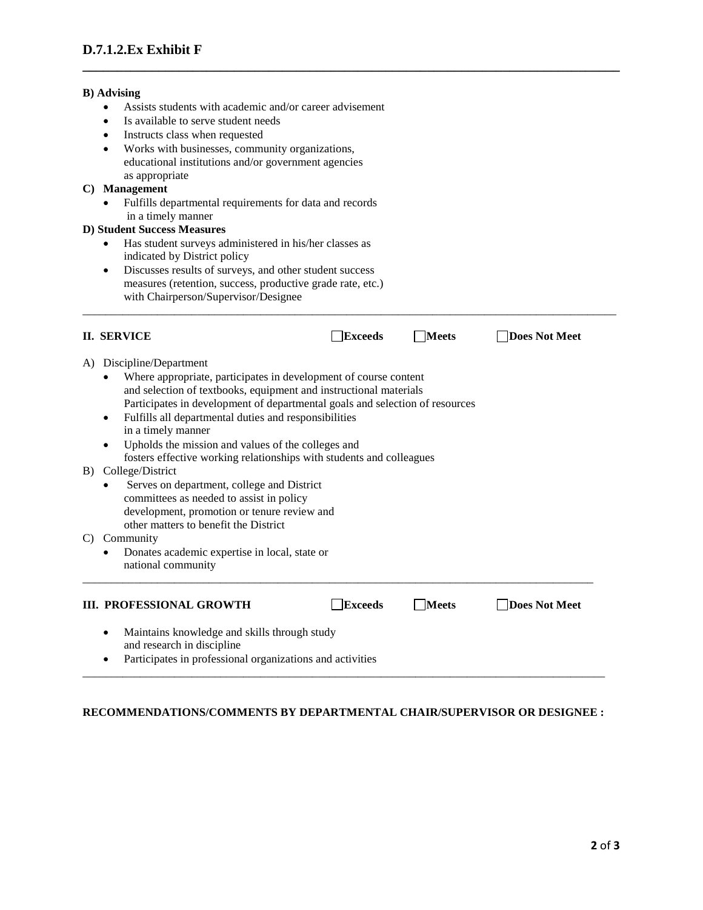**B) Advising**

- Assists students with academic and/or career advisement
- Is available to serve student needs
- Instructs class when requested
- Works with businesses, community organizations, educational institutions and/or government agencies as appropriate

**C) Management**

- Fulfills departmental requirements for data and records in a timely manner

**D) Student Success Measures**

- Has student surveys administered in his/her classes as indicated by District policy
- Discusses results of surveys, and other student success measures (retention, success, productive grade rate, etc.) with Chairperson/Supervisor/Designee

---

**II. SERVICE** ☐ **Exceeds** ☐ **Meets** ☐ **Does Not Meet**

A) Discipline/Department

- Where appropriate, participates in development of course content and selection of textbooks, equipment and instructional materials
  Participates in development of departmental goals and selection of resources
- Fulfills all departmental duties and responsibilities in a timely manner
- Upholds the mission and values of the colleges and fosters effective working relationships with students and colleagues

B) College/District

- Serves on department, college and District committees as needed to assist in policy development, promotion or tenure review and other matters to benefit the District

C) Community

- Donates academic expertise in local, state or national community

---

**III. PROFESSIONAL GROWTH** ☐ **Exceeds** ☐ **Meets** ☐ **Does Not Meet**

- Maintains knowledge and skills through study and research in discipline
- Participates in professional organizations and activities

---

**RECOMMENDATIONS/COMMENTS BY DEPARTMENTAL CHAIR/SUPERVISOR OR DESIGNEE :**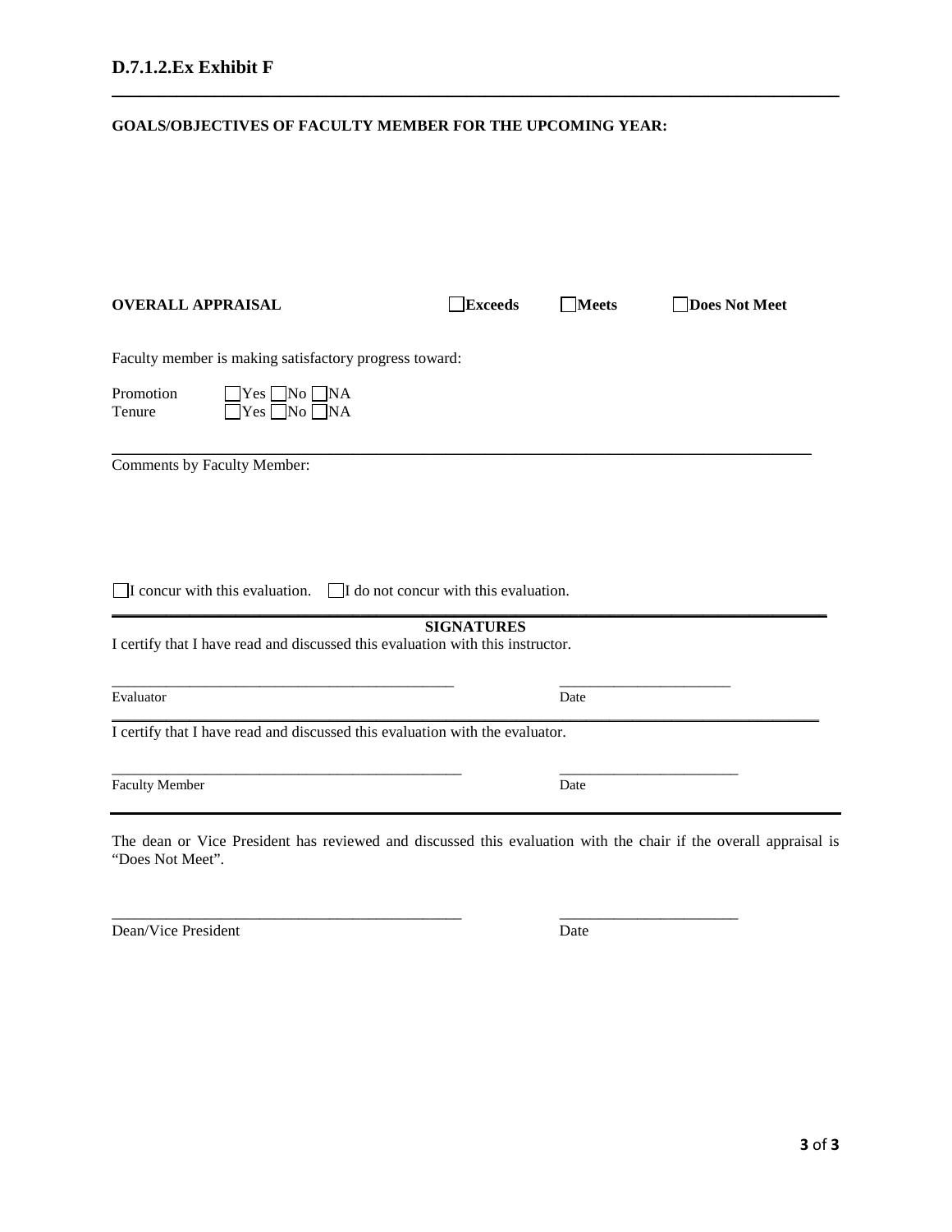## D.7.1.2.Ex Exhibit F

---

**GOALS/OBJECTIVES OF FACULTY MEMBER FOR THE UPCOMING YEAR:**

**OVERALL APPRAISAL** ☐ **Exceeds** ☐ **Meets** ☐ **Does Not Meet**

Faculty member is making satisfactory progress toward:

Promotion ☐ Yes ☐ No ☐ NA
Tenure ☐ Yes ☐ No ☐ NA

---

Comments by Faculty Member:

☐ I concur with this evaluation. ☐ I do not concur with this evaluation.

---

**SIGNATURES**

I certify that I have read and discussed this evaluation with this instructor.

\_\_\_\_\_\_\_\_\_\_\_\_\_\_\_\_\_\_\_\_\_\_\_\_\_\_\_\_\_\_\_\_\_\_\_\_\_\_\_\_\_\_\_\_ \_\_\_\_\_\_\_\_\_\_\_\_\_\_\_\_\_\_\_\_\_\_\_
Evaluator Date

---

I certify that I have read and discussed this evaluation with the evaluator.

\_\_\_\_\_\_\_\_\_\_\_\_\_\_\_\_\_\_\_\_\_\_\_\_\_\_\_\_\_\_\_\_\_\_\_\_\_\_\_\_\_\_\_\_ \_\_\_\_\_\_\_\_\_\_\_\_\_\_\_\_\_\_\_\_\_\_\_
Faculty Member Date

---

The dean or Vice President has reviewed and discussed this evaluation with the chair if the overall appraisal is "Does Not Meet".

\_\_\_\_\_\_\_\_\_\_\_\_\_\_\_\_\_\_\_\_\_\_\_\_\_\_\_\_\_\_\_\_\_\_\_\_\_\_\_\_\_\_\_\_ \_\_\_\_\_\_\_\_\_\_\_\_\_\_\_\_\_\_\_\_\_\_\_
Dean/Vice President Date